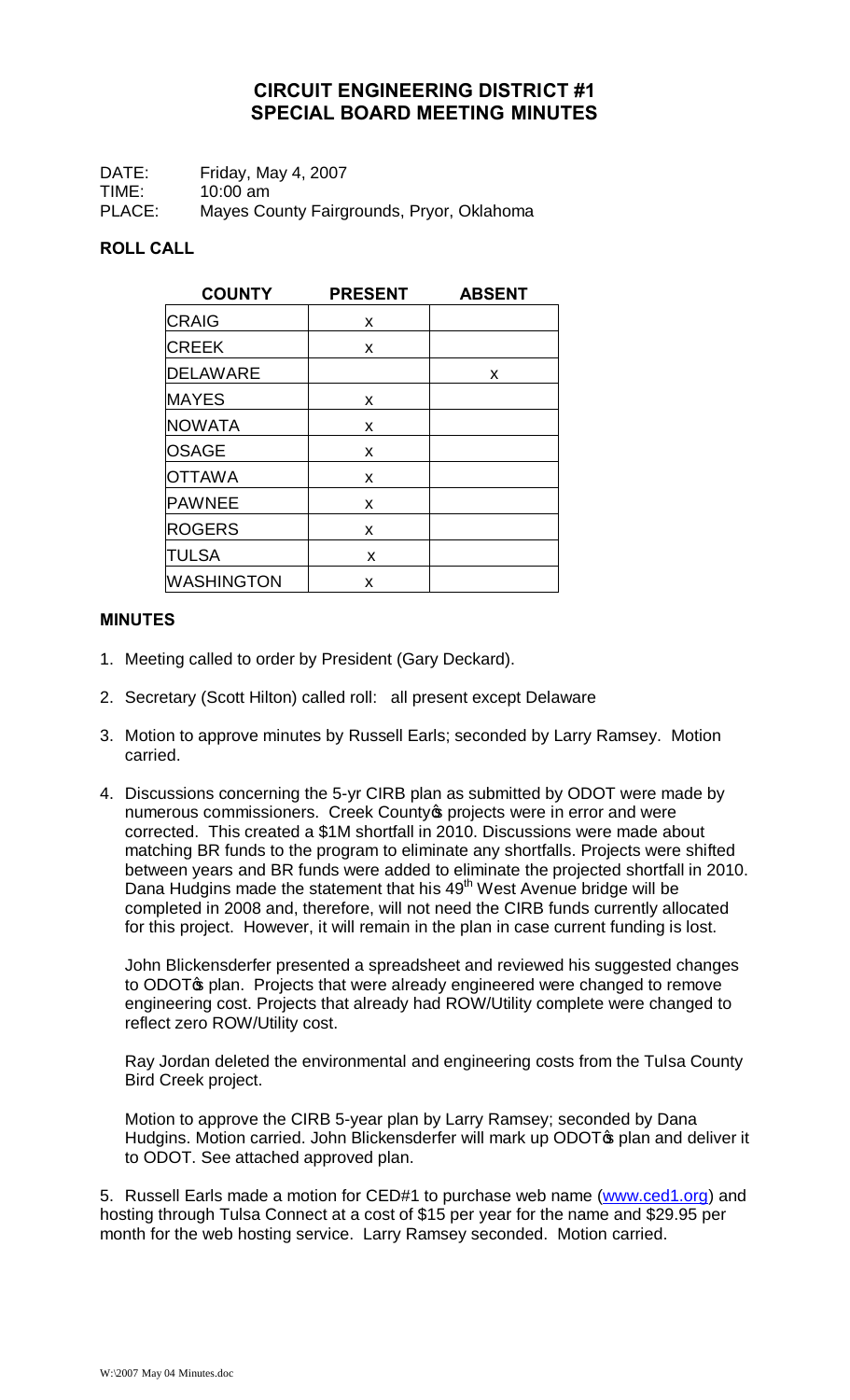# CIRCUIT ENGINEERING DISTRICT #1
## SPECIAL BOARD MEETING MINUTES

DATE: Friday, May 4, 2007
TIME: 10:00 am
PLACE: Mayes County Fairgrounds, Pryor, Oklahoma

### ROLL CALL

| COUNTY | PRESENT | ABSENT |
|---|---|---|
| CRAIG | x | |
| CREEK | x | |
| DELAWARE | | x |
| MAYES | x | |
| NOWATA | x | |
| OSAGE | x | |
| OTTAWA | x | |
| PAWNEE | x | |
| ROGERS | x | |
| TULSA | x | |
| WASHINGTON | x | |

### MINUTES

1. Meeting called to order by President (Gary Deckard).

2. Secretary (Scott Hilton) called roll: all present except Delaware

3. Motion to approve minutes by Russell Earls; seconded by Larry Ramsey. Motion carried.

4. Discussions concerning the 5-yr CIRB plan as submitted by ODOT were made by numerous commissioners. Creek County's projects were in error and were corrected. This created a $1M shortfall in 2010. Discussions were made about matching BR funds to the program to eliminate any shortfalls. Projects were shifted between years and BR funds were added to eliminate the projected shortfall in 2010. Dana Hudgins made the statement that his 49th West Avenue bridge will be completed in 2008 and, therefore, will not need the CIRB funds currently allocated for this project. However, it will remain in the plan in case current funding is lost.

   John Blickensderfer presented a spreadsheet and reviewed his suggested changes to ODOT's plan. Projects that were already engineered were changed to remove engineering cost. Projects that already had ROW/Utility complete were changed to reflect zero ROW/Utility cost.

   Ray Jordan deleted the environmental and engineering costs from the Tulsa County Bird Creek project.

   Motion to approve the CIRB 5-year plan by Larry Ramsey; seconded by Dana Hudgins. Motion carried. John Blickensderfer will mark up ODOT's plan and deliver it to ODOT. See attached approved plan.

5. Russell Earls made a motion for CED#1 to purchase web name (www.ced1.org) and hosting through Tulsa Connect at a cost of $15 per year for the name and $29.95 per month for the web hosting service. Larry Ramsey seconded. Motion carried.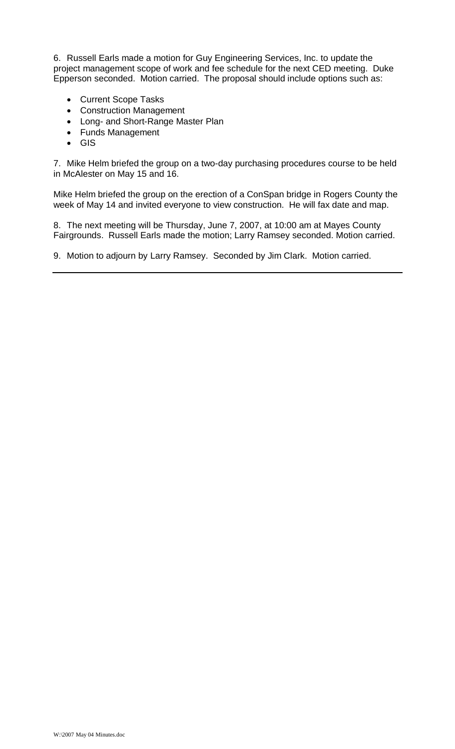6. Russell Earls made a motion for Guy Engineering Services, Inc. to update the project management scope of work and fee schedule for the next CED meeting. Duke Epperson seconded. Motion carried. The proposal should include options such as:

- Current Scope Tasks
- Construction Management
- Long- and Short-Range Master Plan
- Funds Management
- GIS

7. Mike Helm briefed the group on a two-day purchasing procedures course to be held in McAlester on May 15 and 16.

Mike Helm briefed the group on the erection of a ConSpan bridge in Rogers County the week of May 14 and invited everyone to view construction. He will fax date and map.

8. The next meeting will be Thursday, June 7, 2007, at 10:00 am at Mayes County Fairgrounds. Russell Earls made the motion; Larry Ramsey seconded. Motion carried.

9. Motion to adjourn by Larry Ramsey. Seconded by Jim Clark. Motion carried.

---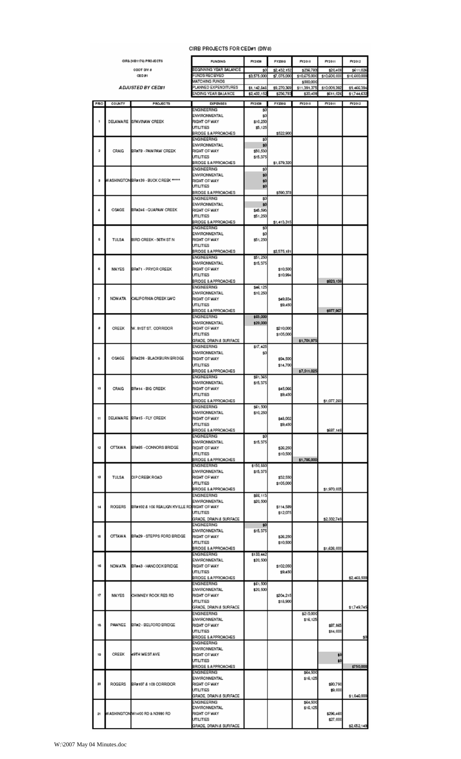# CIRB PROJECTS FOR CED#1 (DIV 8)

CIRB (HB1176) PROJECTS
ODOT DIV 8
CED #1

***ADJUSTED BY CED#1***

| FUNDING | FY2008 | FY2009 | FY2010 | FY2011 | FY2012 |
|---|---|---|---|---|---|
| BEGINNING YEAR BALANCE | $0 | $2,432,152 | $236,783 | $20,408 | $611,026 |
| FUNDS RECEIVED | $3,575,000 | $7,075,000 | $10,675,000 | $10,600,000 | $10,600,000 |
| MATCHING FUNDS | | | $500,000 | | |
| PLANNED EXPENDITURES | $1,142,848 | $9,270,369 | $11,391,375 | $10,009,382 | $9,466,394 |
| ENDING YEAR BALANCE | $2,432,152 | $236,783 | $20,408 | $611,026 | $1,744,632 |

| PRO | COUNTY | PROJECTS | EXPENSES | FY2008 | FY2009 | FY2010 | FY2011 | FY2012 |
|---|---|---|---|---|---|---|---|---|
| 1 | DELAWARE | SPAVINAW CREEK | ENGINEERING | $0 | | | | |
| | | | ENVIRONMENTAL | $0 | | | | |
| | | | RIGHT OF WAY | $10,250 | | | | |
| | | | UTILITIES | $5,125 | | | | |
| | | | BRIDGE & APPROACHES | | $522,900 | | | |
| 2 | CRAIG | BR#78 - PAWPAW CREEK | ENGINEERING | $0 | | | | |
| | | | ENVIRONMENTAL | $0 | | | | |
| | | | RIGHT OF WAY | $50,530 | | | | |
| | | | UTILITIES | $15,375 | | | | |
| | | | BRIDGE & APPROACHES | | $1,879,320 | | | |
| 3 | WASHINGTON | BR#139 - BUCK CREEK ***** | ENGINEERING | $0 | | | | |
| | | | ENVIRONMENTAL | $0 | | | | |
| | | | RIGHT OF WAY | $0 | | | | |
| | | | UTILITIES | $0 | | | | |
| | | | BRIDGE & APPROACHES | | $590,378 | | | |
| 4 | OSAGE | BR#246 - QUAPAW CREEK | ENGINEERING | $0 | | | | |
| | | | ENVIRONMENTAL | $0 | | | | |
| | | | RIGHT OF WAY | $45,593 | | | | |
| | | | UTILITIES | $51,250 | | | | |
| | | | BRIDGE & APPROACHES | | $1,413,315 | | | |
| 5 | TULSA | BIRD CREEK - 56TH ST N | ENGINEERING | $0 | | | | |
| | | | ENVIRONMENTAL | $0 | | | | |
| | | | RIGHT OF WAY | $51,250 | | | | |
| | | | UTILITIES | | | | | |
| | | | BRIDGE & APPROACHES | | $3,575,181 | | | |
| 6 | MAYES | BR#71 - PRYOR CREEK | ENGINEERING | $51,250 | | | | |
| | | | ENVIRONMENTAL | $15,375 | | | | |
| | | | RIGHT OF WAY | | $10,500 | | | |
| | | | UTILITIES | | $10,994 | | | |
| | | | BRIDGE & APPROACHES | | | | $923,139 | |
| 7 | NOWATA | CALIFORNIA CREEK LWC | ENGINEERING | $46,125 | | | | |
| | | | ENVIRONMENTAL | $10,250 | | | | |
| | | | RIGHT OF WAY | | $49,834 | | | |
| | | | UTILITIES | | $9,450 | | | |
| | | | BRIDGE & APPROACHES | | | | $977,967 | |
| 8 | CREEK | W. 81ST ST. CORRIDOR | ENGINEERING | $65,000 | | | | |
| | | | ENVIRONMENTAL | $20,000 | | | | |
| | | | RIGHT OF WAY | | $210,000 | | | |
| | | | UTILITIES | | $105,000 | | | |
| | | | GRADE, DRAIN & SURFACE | | | $1,701,975 | | |
| 9 | OSAGE | BR#238 - BLACKBURN BRIDGE | ENGINEERING | $17,425 | | | | |
| | | | ENVIRONMENTAL | $0 | | | | |
| | | | RIGHT OF WAY | | $94,500 | | | |
| | | | UTILITIES | | $14,700 | | | |
| | | | BRIDGE & APPROACHES | | | $7,511,025 | | |
| 10 | CRAIG | BR#14 - BIG CREEK | ENGINEERING | $81,365 | | | | |
| | | | ENVIRONMENTAL | $15,375 | | | | |
| | | | RIGHT OF WAY | | $45,066 | | | |
| | | | UTILITIES | | $9,450 | | | |
| | | | BRIDGE & APPROACHES | | | | $1,077,260 | |
| 11 | DELAWARE | BR#15 - FLY CREEK | ENGINEERING | $61,500 | | | | |
| | | | ENVIRONMENTAL | $10,250 | | | | |
| | | | RIGHT OF WAY | | $48,002 | | | |
| | | | UTILITIES | | $9,450 | | | |
| | | | BRIDGE & APPROACHES | | | | $687,146 | |
| 12 | OTTAWA | BR#85 - CONNORS BRIDGE | ENGINEERING | $0 | | | | |
| | | | ENVIRONMENTAL | $15,375 | | | | |
| | | | RIGHT OF WAY | | $26,250 | | | |
| | | | UTILITIES | | $10,500 | | | |
| | | | BRIDGE & APPROACHES | | | $1,786,000 | | |
| 13 | TULSA | DIP CREEK ROAD | ENGINEERING | $150,880 | | | | |
| | | | ENVIRONMENTAL | $15,375 | | | | |
| | | | RIGHT OF WAY | | $32,550 | | | |
| | | | UTILITIES | | $105,000 | | | |
| | | | BRIDGE & APPROACHES | | | | $1,970,005 | |
| 14 | ROGERS | BR#102 & 106 REALIGN KVILLE RD | ENGINEERING | $88,113 | | | | |
| | | | ENVIRONMENTAL | $20,500 | | | | |
| | | | RIGHT OF WAY | | $114,589 | | | |
| | | | UTILITIES | | $12,075 | | | |
| | | | GRADE, DRAIN & SURFACE | | | | $2,332,749 | |
| 15 | OTTAWA | BR#29 - STEPPS FORD BRIDGE | ENGINEERING | $0 | | | | |
| | | | ENVIRONMENTAL | $15,375 | | | | |
| | | | RIGHT OF WAY | | $26,250 | | | |
| | | | UTILITIES | | $10,500 | | | |
| | | | BRIDGE & APPROACHES | | | | $1,626,000 | |
| 16 | NOWATA | BR#43 - HANCOCK BRIDGE | ENGINEERING | $133,442 | | | | |
| | | | ENVIRONMENTAL | $20,500 | | | | |
| | | | RIGHT OF WAY | | $102,050 | | | |
| | | | UTILITIES | | $9,450 | | | |
| | | | BRIDGE & APPROACHES | | | | | $2,468,500 |
| 17 | MAYES | CHIMNEY ROCK RES RD | ENGINEERING | $61,500 | | | | |
| | | | ENVIRONMENTAL | $20,500 | | | | |
| | | | RIGHT OF WAY | | $204,215 | | | |
| | | | UTILITIES | | $18,900 | | | |
| | | | GRADE, DRAIN & SURFACE | | | | | $1,749,745 |
| 18 | PAWNEE | BR#2 - BELFORD BRIDGE | ENGINEERING | | | $215,000 | | |
| | | | ENVIRONMENTAL | | | $16,125 | | |
| | | | RIGHT OF WAY | | | | $97,965 | |
| | | | UTILITIES | | | | $14,000 | |
| | | | BRIDGE & APPROACHES | | | | | $0 |
| 19 | CREEK | 49TH WEST AVE | ENGINEERING | | | | | |
| | | | ENVIRONMENTAL | | | | | |
| | | | RIGHT OF WAY | | | | $0 | |
| | | | UTILITIES | | | | $0 | |
| | | | BRIDGE & APPROACHES | | | | | $750,000 |
| 20 | ROGERS | BR#107 & 108 CORRIDOR | ENGINEERING | | | $64,500 | | |
| | | | ENVIRONMENTAL | | | $16,125 | | |
| | | | RIGHT OF WAY | | | | $90,790 | |
| | | | UTILITIES | | | | $9,000 | |
| | | | GRADE, DRAIN & SURFACE | | | | | $1,846,000 |
| 21 | WASHINGTON | W1400 RD & N3980 RD | ENGINEERING | | | $64,500 | | |
| | | | ENVIRONMENTAL | | | $16,125 | | |
| | | | RIGHT OF WAY | | | | $296,460 | |
| | | | UTILITIES | | | | $27,000 | |
| | | | GRADE, DRAIN & SURFACE | | | | | $2,652,149 |

W:\2007 May 04 Minutes.doc